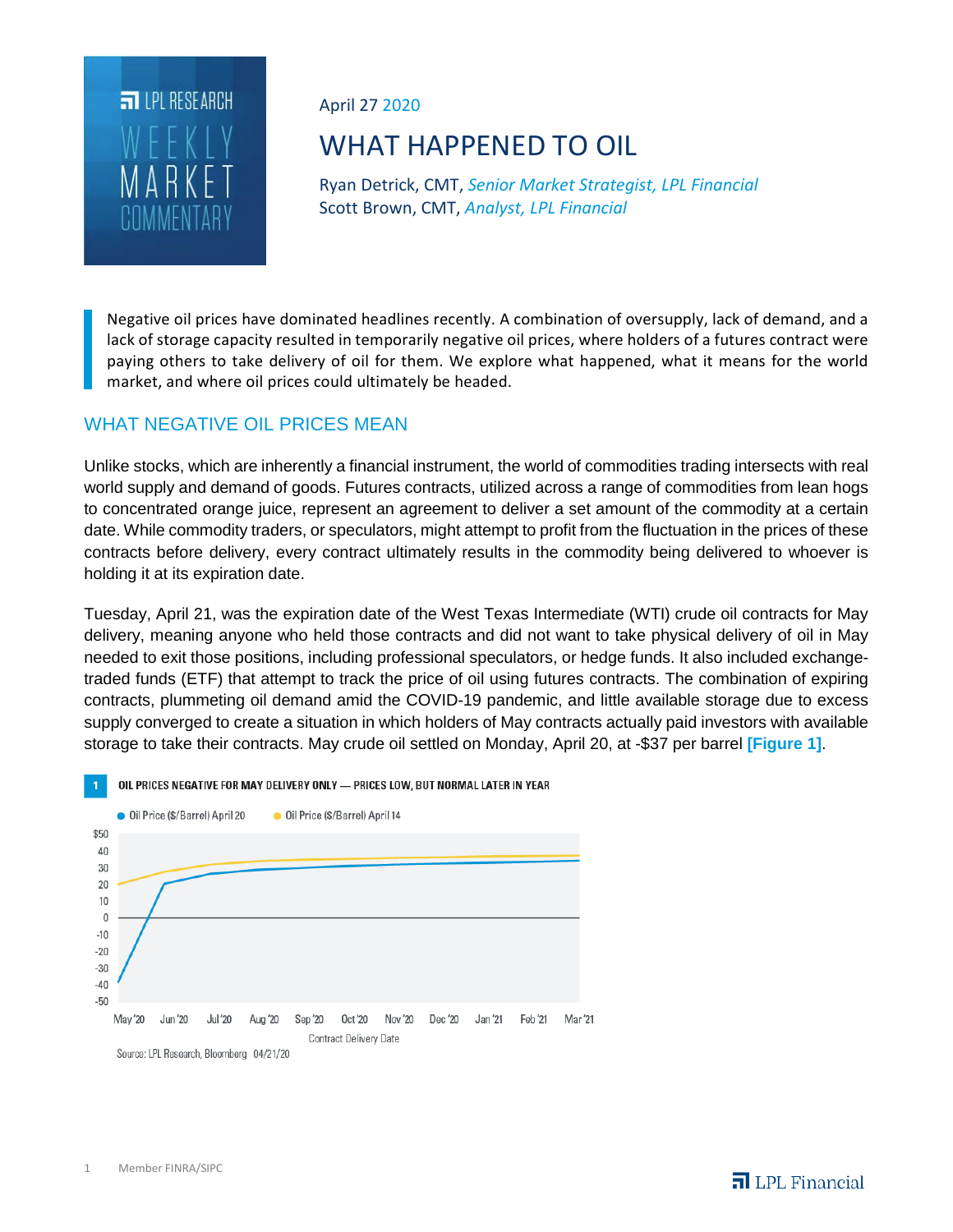LPL RESEARCH WEEKLY MARKET COMMENTARY

April 27 2020

# WHAT HAPPENED TO OIL

Ryan Detrick, CMT, *Senior Market Strategist, LPL Financial*
Scott Brown, CMT, *Analyst, LPL Financial*

Negative oil prices have dominated headlines recently. A combination of oversupply, lack of demand, and a lack of storage capacity resulted in temporarily negative oil prices, where holders of a futures contract were paying others to take delivery of oil for them. We explore what happened, what it means for the world market, and where oil prices could ultimately be headed.

## WHAT NEGATIVE OIL PRICES MEAN

Unlike stocks, which are inherently a financial instrument, the world of commodities trading intersects with real world supply and demand of goods. Futures contracts, utilized across a range of commodities from lean hogs to concentrated orange juice, represent an agreement to deliver a set amount of the commodity at a certain date. While commodity traders, or speculators, might attempt to profit from the fluctuation in the prices of these contracts before delivery, every contract ultimately results in the commodity being delivered to whoever is holding it at its expiration date.

Tuesday, April 21, was the expiration date of the West Texas Intermediate (WTI) crude oil contracts for May delivery, meaning anyone who held those contracts and did not want to take physical delivery of oil in May needed to exit those positions, including professional speculators, or hedge funds. It also included exchange-traded funds (ETF) that attempt to track the price of oil using futures contracts. The combination of expiring contracts, plummeting oil demand amid the COVID-19 pandemic, and little available storage due to excess supply converged to create a situation in which holders of May contracts actually paid investors with available storage to take their contracts. May crude oil settled on Monday, April 20, at -$37 per barrel **[Figure 1]**.

**1 OIL PRICES NEGATIVE FOR MAY DELIVERY ONLY — PRICES LOW, BUT NORMAL LATER IN YEAR**

Legend: Oil Price ($/Barrel) April 20; Oil Price ($/Barrel) April 14

Y-axis: $50, 40, 30, 20, 10, 0, -10, -20, -30, -40, -50

X-axis (Contract Delivery Date): May '20, Jun '20, Jul '20, Aug '20, Sep '20, Oct '20, Nov '20, Dec '20, Jan '21, Feb '21, Mar '21

Source: LPL Research, Bloomberg 04/21/20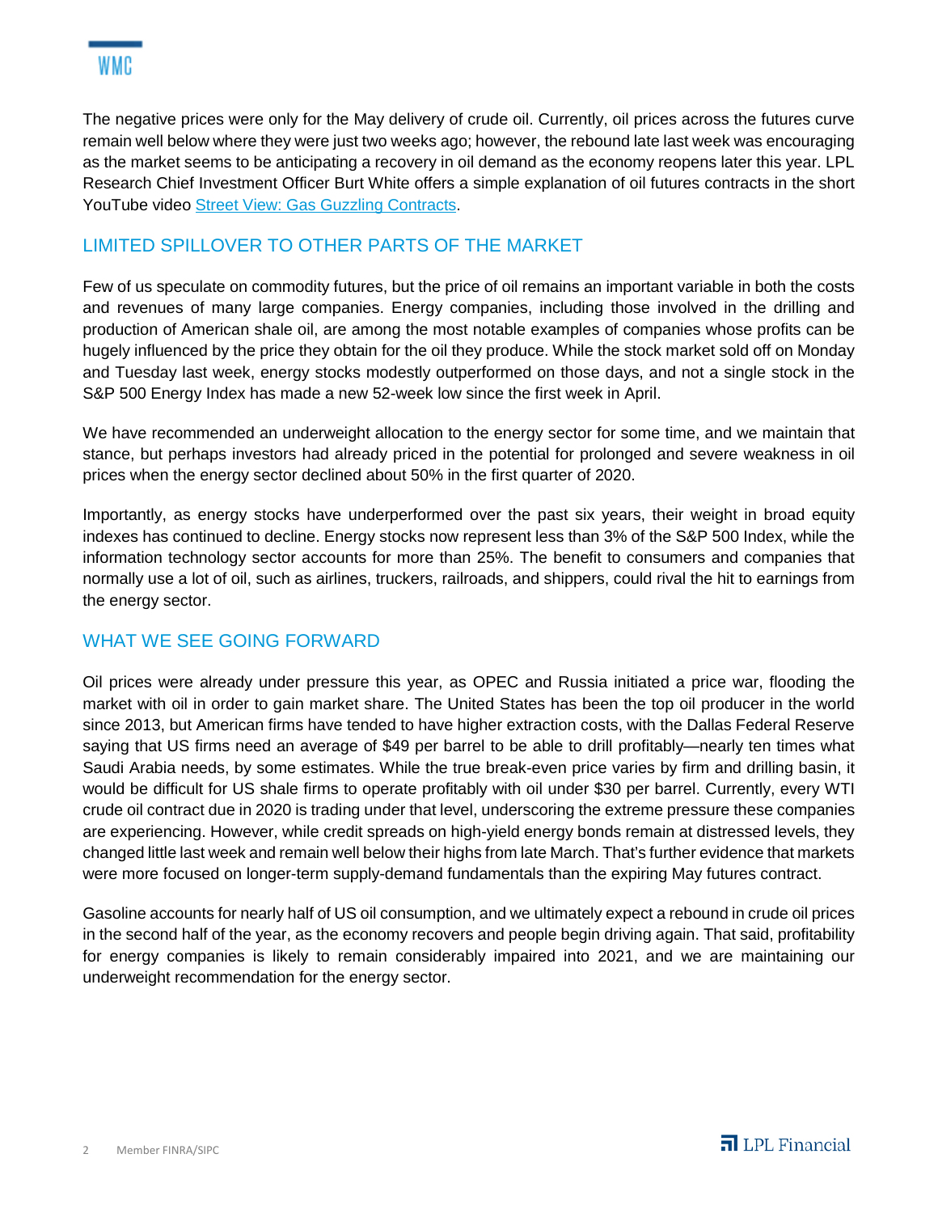The negative prices were only for the May delivery of crude oil. Currently, oil prices across the futures curve remain well below where they were just two weeks ago; however, the rebound late last week was encouraging as the market seems to be anticipating a recovery in oil demand as the economy reopens later this year. LPL Research Chief Investment Officer Burt White offers a simple explanation of oil futures contracts in the short YouTube video Street View: Gas Guzzling Contracts.

## LIMITED SPILLOVER TO OTHER PARTS OF THE MARKET

Few of us speculate on commodity futures, but the price of oil remains an important variable in both the costs and revenues of many large companies. Energy companies, including those involved in the drilling and production of American shale oil, are among the most notable examples of companies whose profits can be hugely influenced by the price they obtain for the oil they produce. While the stock market sold off on Monday and Tuesday last week, energy stocks modestly outperformed on those days, and not a single stock in the S&P 500 Energy Index has made a new 52-week low since the first week in April.

We have recommended an underweight allocation to the energy sector for some time, and we maintain that stance, but perhaps investors had already priced in the potential for prolonged and severe weakness in oil prices when the energy sector declined about 50% in the first quarter of 2020.

Importantly, as energy stocks have underperformed over the past six years, their weight in broad equity indexes has continued to decline. Energy stocks now represent less than 3% of the S&P 500 Index, while the information technology sector accounts for more than 25%. The benefit to consumers and companies that normally use a lot of oil, such as airlines, truckers, railroads, and shippers, could rival the hit to earnings from the energy sector.

## WHAT WE SEE GOING FORWARD

Oil prices were already under pressure this year, as OPEC and Russia initiated a price war, flooding the market with oil in order to gain market share. The United States has been the top oil producer in the world since 2013, but American firms have tended to have higher extraction costs, with the Dallas Federal Reserve saying that US firms need an average of $49 per barrel to be able to drill profitably—nearly ten times what Saudi Arabia needs, by some estimates. While the true break-even price varies by firm and drilling basin, it would be difficult for US shale firms to operate profitably with oil under $30 per barrel. Currently, every WTI crude oil contract due in 2020 is trading under that level, underscoring the extreme pressure these companies are experiencing. However, while credit spreads on high-yield energy bonds remain at distressed levels, they changed little last week and remain well below their highs from late March. That's further evidence that markets were more focused on longer-term supply-demand fundamentals than the expiring May futures contract.

Gasoline accounts for nearly half of US oil consumption, and we ultimately expect a rebound in crude oil prices in the second half of the year, as the economy recovers and people begin driving again. That said, profitability for energy companies is likely to remain considerably impaired into 2021, and we are maintaining our underweight recommendation for the energy sector.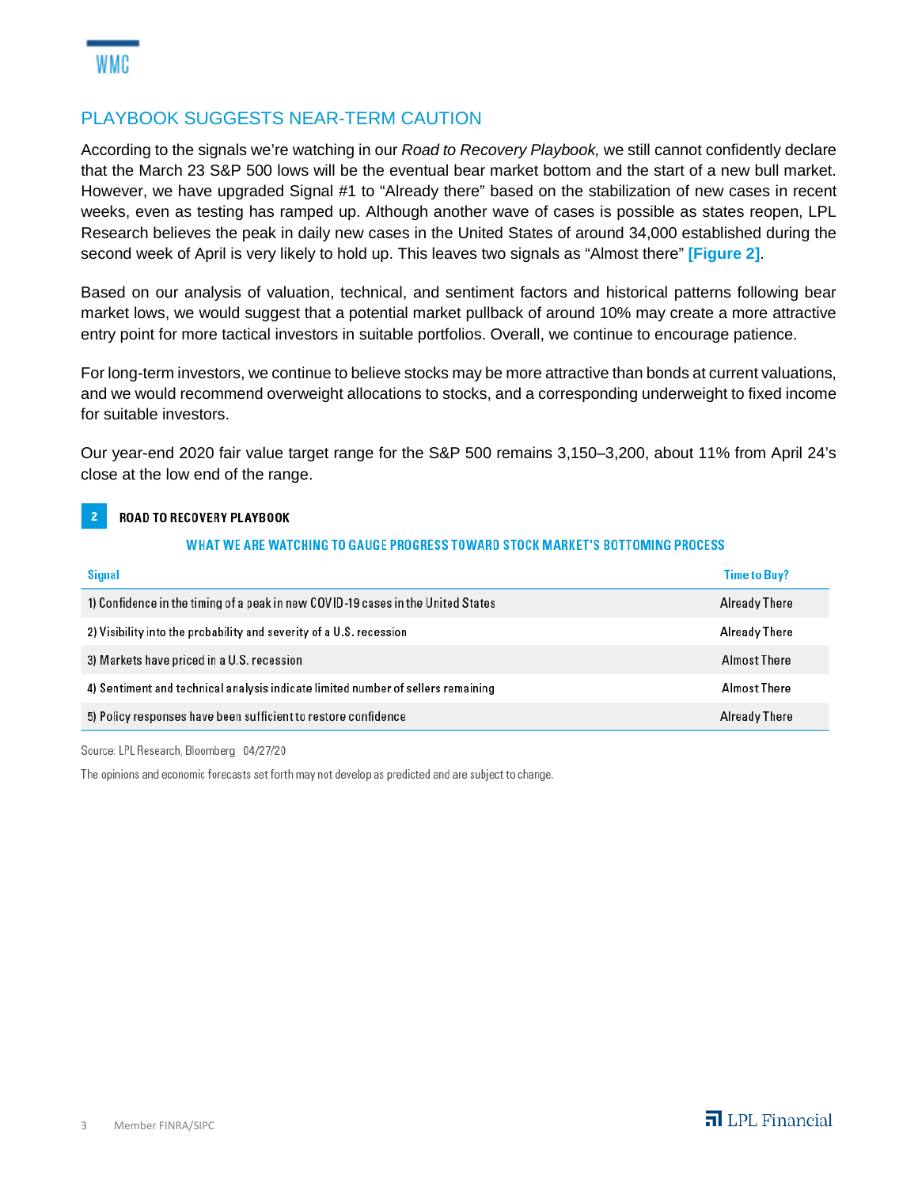## PLAYBOOK SUGGESTS NEAR-TERM CAUTION

According to the signals we're watching in our *Road to Recovery Playbook,* we still cannot confidently declare that the March 23 S&P 500 lows will be the eventual bear market bottom and the start of a new bull market. However, we have upgraded Signal #1 to "Already there" based on the stabilization of new cases in recent weeks, even as testing has ramped up. Although another wave of cases is possible as states reopen, LPL Research believes the peak in daily new cases in the United States of around 34,000 established during the second week of April is very likely to hold up. This leaves two signals as "Almost there" **[Figure 2]**.

Based on our analysis of valuation, technical, and sentiment factors and historical patterns following bear market lows, we would suggest that a potential market pullback of around 10% may create a more attractive entry point for more tactical investors in suitable portfolios. Overall, we continue to encourage patience.

For long-term investors, we continue to believe stocks may be more attractive than bonds at current valuations, and we would recommend overweight allocations to stocks, and a corresponding underweight to fixed income for suitable investors.

Our year-end 2020 fair value target range for the S&P 500 remains 3,150–3,200, about 11% from April 24's close at the low end of the range.

**2 ROAD TO RECOVERY PLAYBOOK**

**WHAT WE ARE WATCHING TO GAUGE PROGRESS TOWARD STOCK MARKET'S BOTTOMING PROCESS**

| Signal | Time to Buy? |
| --- | --- |
| 1) Confidence in the timing of a peak in new COVID-19 cases in the United States | Already There |
| 2) Visibility into the probability and severity of a U.S. recession | Already There |
| 3) Markets have priced in a U.S. recession | Almost There |
| 4) Sentiment and technical analysis indicate limited number of sellers remaining | Almost There |
| 5) Policy responses have been sufficient to restore confidence | Already There |

Source: LPL Research, Bloomberg 04/27/20

The opinions and economic forecasts set forth may not develop as predicted and are subject to change.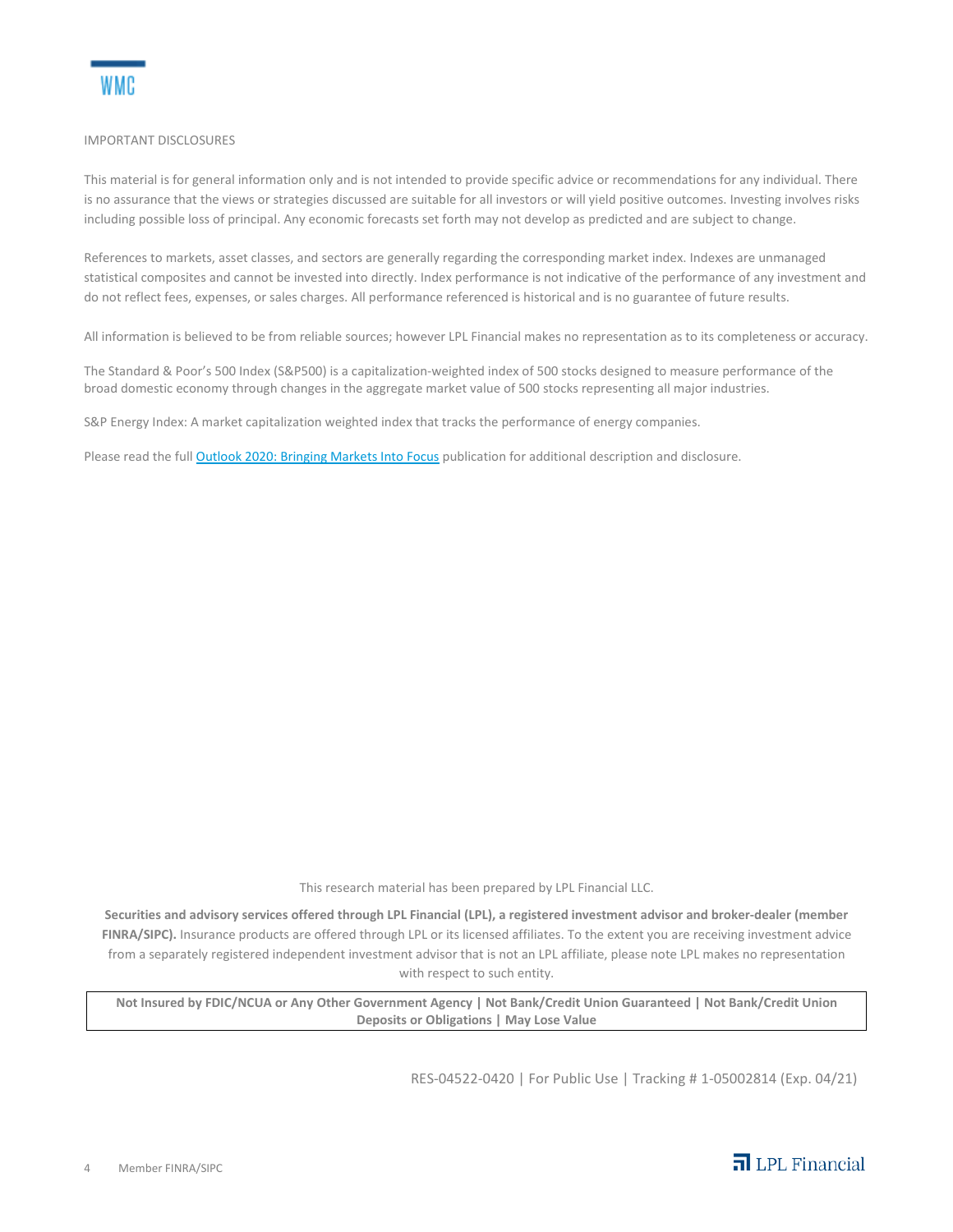IMPORTANT DISCLOSURES

This material is for general information only and is not intended to provide specific advice or recommendations for any individual. There is no assurance that the views or strategies discussed are suitable for all investors or will yield positive outcomes. Investing involves risks including possible loss of principal. Any economic forecasts set forth may not develop as predicted and are subject to change.

References to markets, asset classes, and sectors are generally regarding the corresponding market index. Indexes are unmanaged statistical composites and cannot be invested into directly. Index performance is not indicative of the performance of any investment and do not reflect fees, expenses, or sales charges. All performance referenced is historical and is no guarantee of future results.

All information is believed to be from reliable sources; however LPL Financial makes no representation as to its completeness or accuracy.

The Standard & Poor's 500 Index (S&P500) is a capitalization-weighted index of 500 stocks designed to measure performance of the broad domestic economy through changes in the aggregate market value of 500 stocks representing all major industries.

S&P Energy Index: A market capitalization weighted index that tracks the performance of energy companies.

Please read the full Outlook 2020: Bringing Markets Into Focus publication for additional description and disclosure.

This research material has been prepared by LPL Financial LLC.

**Securities and advisory services offered through LPL Financial (LPL), a registered investment advisor and broker-dealer (member FINRA/SIPC).** Insurance products are offered through LPL or its licensed affiliates. To the extent you are receiving investment advice from a separately registered independent investment advisor that is not an LPL affiliate, please note LPL makes no representation with respect to such entity.

**Not Insured by FDIC/NCUA or Any Other Government Agency | Not Bank/Credit Union Guaranteed | Not Bank/Credit Union Deposits or Obligations | May Lose Value**

RES-04522-0420 | For Public Use | Tracking # 1-05002814 (Exp. 04/21)